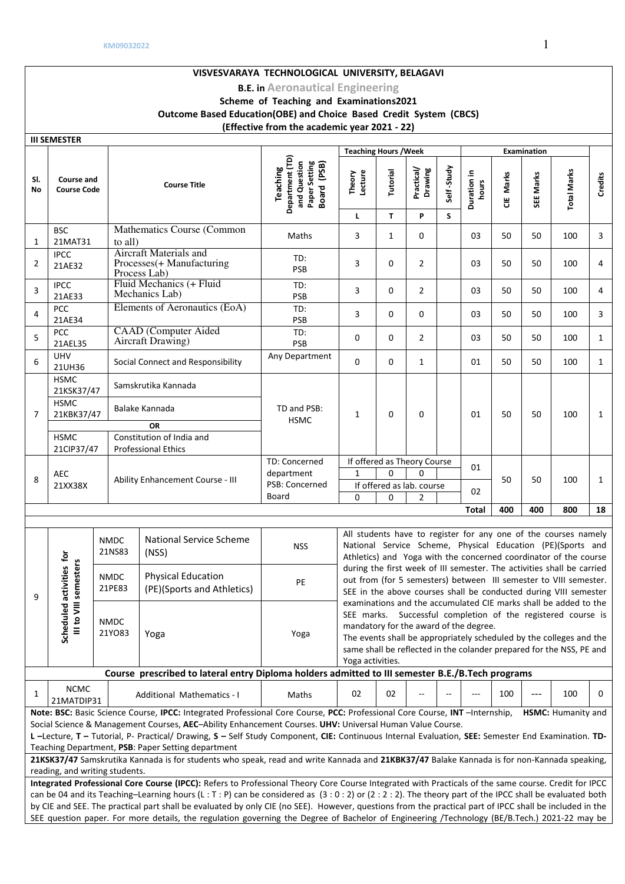KM09032022

# VISVESVARAYA TECHNOLOGICAL UNIVERSITY, BELAGAVI

## B.E. in Aeronautical Engineering

### Scheme of Teaching and Examinations2021

### Outcome Based Education(OBE) and Choice Based Credit System (CBCS)

### (Effective from the academic year 2021 - 22)

**III SEMESTER**

| Sl. No | Course and Course Code | | Course Title | Teaching Department (TD) and Question Paper Setting Board (PSB) | Teaching Hours /Week | | | | Examination | | | | Credits |
|---|---|---|---|---|---|---|---|---|---|---|---|---|---|
| | | | | | Theory Lecture | Tutorial | Practical/ Drawing | Self -Study | Duration in hours | CIE Marks | SEE Marks | Total Marks | |
| | | | | | L | T | P | S | | | | | |
| 1 | BSC | 21MAT31 | Mathematics Course (Common to all) | Maths | 3 | 1 | 0 | | 03 | 50 | 50 | 100 | 3 |
| 2 | IPCC | 21AE32 | Aircraft Materials and Processes(+ Manufacturing Process Lab) | TD: PSB | 3 | 0 | 2 | | 03 | 50 | 50 | 100 | 4 |
| 3 | IPCC | 21AE33 | Fluid Mechanics (+ Fluid Mechanics Lab) | TD: PSB | 3 | 0 | 2 | | 03 | 50 | 50 | 100 | 4 |
| 4 | PCC | 21AE34 | Elements of Aeronautics (EoA) | TD: PSB | 3 | 0 | 0 | | 03 | 50 | 50 | 100 | 3 |
| 5 | PCC | 21AEL35 | CAAD (Computer Aided Aircraft Drawing) | TD: PSB | 0 | 0 | 2 | | 03 | 50 | 50 | 100 | 1 |
| 6 | UHV | 21UH36 | Social Connect and Responsibility | Any Department | 0 | 0 | 1 | | 01 | 50 | 50 | 100 | 1 |
| 7 | HSMC | 21KSK37/47 | Samskrutika Kannada | TD and PSB: HSMC | 1 | 0 | 0 | | 01 | 50 | 50 | 100 | 1 |
| | HSMC | 21KBK37/47 | Balake Kannada | | | | | | | | | | |
| | | | OR | | | | | | | | | | |
| | HSMC | 21CIP37/47 | Constitution of India and Professional Ethics | | | | | | | | | | |
| 8 | AEC | 21XX38X | Ability Enhancement Course - III | TD: Concerned department PSB: Concerned Board | If offered as Theory Course | | | | 01 | 50 | 50 | 100 | 1 |
| | | | | | 1 | 0 | 0 | | | | | | |
| | | | | | If offered as lab. course | | | | 02 | | | | |
| | | | | | 0 | 0 | 2 | | | | | | |
| | | | | | | | | | Total | 400 | 400 | 800 | 18 |

| 9 | Scheduled activities for III to VIII semesters | NMDC 21NS83 | National Service Scheme (NSS) | NSS | All students have to register for any one of the courses namely National Service Scheme, Physical Education (PE)(Sports and Athletics) and Yoga with the concerned coordinator of the course during the first week of III semester. The activities shall be carried out from (for 5 semesters) between III semester to VIII semester. SEE in the above courses shall be conducted during VIII semester examinations and the accumulated CIE marks shall be added to the SEE marks. Successful completion of the registered course is mandatory for the award of the degree. The events shall be appropriately scheduled by the colleges and the same shall be reflected in the colander prepared for the NSS, PE and Yoga activities. |
|---|---|---|---|---|---|
| | | NMDC 21PE83 | Physical Education (PE)(Sports and Athletics) | PE | |
| | | NMDC 21YO83 | Yoga | Yoga | |

**Course prescribed to lateral entry Diploma holders admitted to III semester B.E./B.Tech programs**

| Sl. No | Course and Course Code | Course Title | TD/PSB | L | T | P | S | Duration in hours | CIE Marks | SEE Marks | Total Marks | Credits |
|---|---|---|---|---|---|---|---|---|---|---|---|---|
| 1 | NCMC 21MATDIP31 | Additional Mathematics - I | Maths | 02 | 02 | -- | -- | --- | 100 | --- | 100 | 0 |

**Note: BSC:** Basic Science Course, **IPCC:** Integrated Professional Core Course, **PCC:** Professional Core Course, **INT** –Internship, **HSMC:** Humanity and Social Science & Management Courses, **AEC**–Ability Enhancement Courses. **UHV:** Universal Human Value Course.

**L** –Lecture, **T** – Tutorial, P- Practical/ Drawing, **S** – Self Study Component, **CIE:** Continuous Internal Evaluation, **SEE:** Semester End Examination. **TD-** Teaching Department, **PSB**: Paper Setting department

**21KSK37/47** Samskrutika Kannada is for students who speak, read and write Kannada and **21KBK37/47** Balake Kannada is for non-Kannada speaking, reading, and writing students.

**Integrated Professional Core Course (IPCC):** Refers to Professional Theory Core Course Integrated with Practicals of the same course. Credit for IPCC can be 04 and its Teaching–Learning hours (L : T : P) can be considered as (3 : 0 : 2) or (2 : 2 : 2). The theory part of the IPCC shall be evaluated both by CIE and SEE. The practical part shall be evaluated by only CIE (no SEE). However, questions from the practical part of IPCC shall be included in the SEE question paper. For more details, the regulation governing the Degree of Bachelor of Engineering /Technology (BE/B.Tech.) 2021-22 may be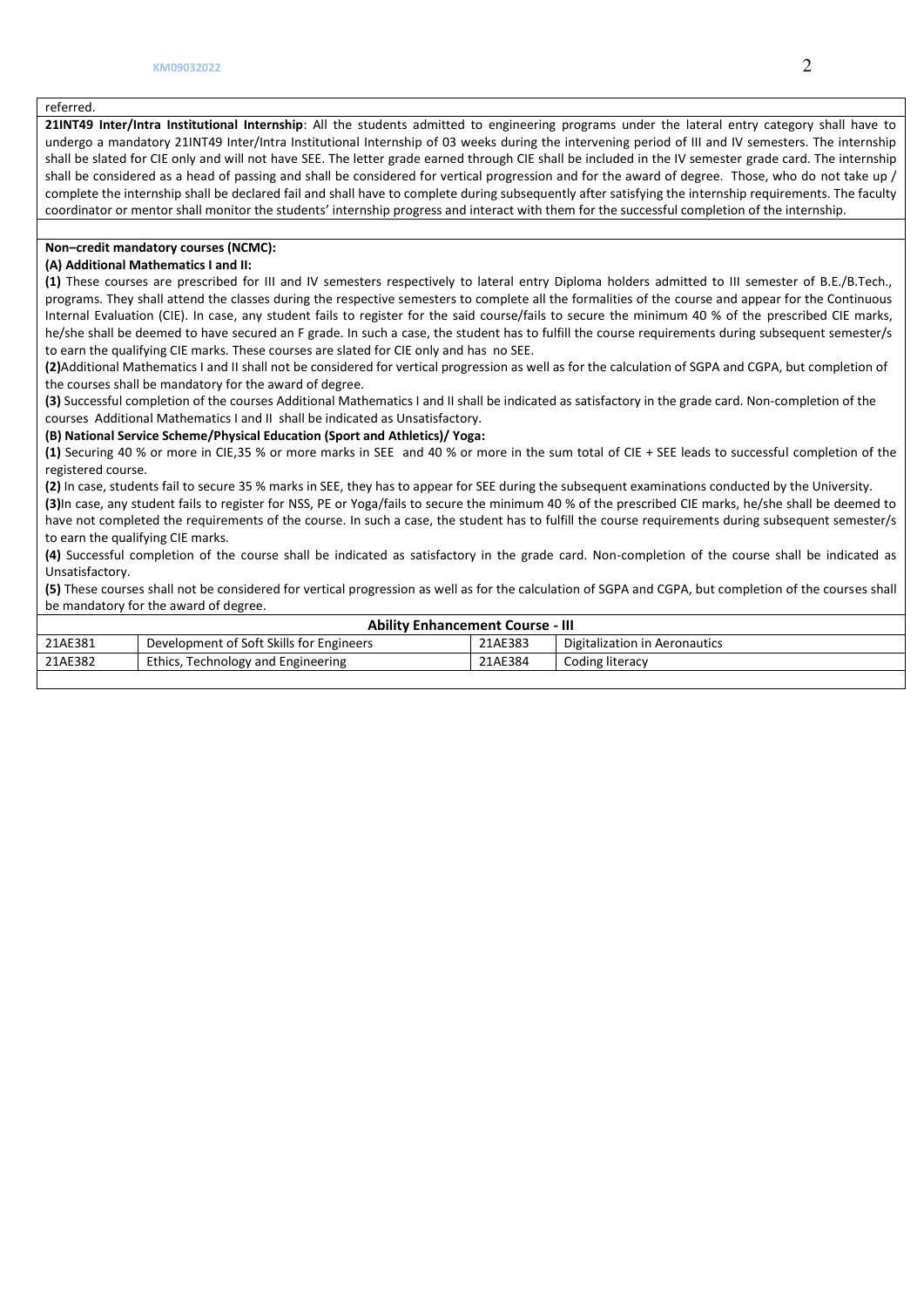referred.

**21INT49 Inter/Intra Institutional Internship**: All the students admitted to engineering programs under the lateral entry category shall have to undergo a mandatory 21INT49 Inter/Intra Institutional Internship of 03 weeks during the intervening period of III and IV semesters. The internship shall be slated for CIE only and will not have SEE. The letter grade earned through CIE shall be included in the IV semester grade card. The internship shall be considered as a head of passing and shall be considered for vertical progression and for the award of degree. Those, who do not take up / complete the internship shall be declared fail and shall have to complete during subsequently after satisfying the internship requirements. The faculty coordinator or mentor shall monitor the students' internship progress and interact with them for the successful completion of the internship.

**Non–credit mandatory courses (NCMC):**

**(A) Additional Mathematics I and II:**

**(1)** These courses are prescribed for III and IV semesters respectively to lateral entry Diploma holders admitted to III semester of B.E./B.Tech., programs. They shall attend the classes during the respective semesters to complete all the formalities of the course and appear for the Continuous Internal Evaluation (CIE). In case, any student fails to register for the said course/fails to secure the minimum 40 % of the prescribed CIE marks, he/she shall be deemed to have secured an F grade. In such a case, the student has to fulfill the course requirements during subsequent semester/s to earn the qualifying CIE marks. These courses are slated for CIE only and has no SEE.

**(2)**Additional Mathematics I and II shall not be considered for vertical progression as well as for the calculation of SGPA and CGPA, but completion of the courses shall be mandatory for the award of degree.

**(3)** Successful completion of the courses Additional Mathematics I and II shall be indicated as satisfactory in the grade card. Non-completion of the courses Additional Mathematics I and II shall be indicated as Unsatisfactory.

**(B) National Service Scheme/Physical Education (Sport and Athletics)/ Yoga:**

**(1)** Securing 40 % or more in CIE,35 % or more marks in SEE and 40 % or more in the sum total of CIE + SEE leads to successful completion of the registered course.

**(2)** In case, students fail to secure 35 % marks in SEE, they has to appear for SEE during the subsequent examinations conducted by the University.

**(3)**In case, any student fails to register for NSS, PE or Yoga/fails to secure the minimum 40 % of the prescribed CIE marks, he/she shall be deemed to have not completed the requirements of the course. In such a case, the student has to fulfill the course requirements during subsequent semester/s to earn the qualifying CIE marks.

**(4)** Successful completion of the course shall be indicated as satisfactory in the grade card. Non-completion of the course shall be indicated as Unsatisfactory.

**(5)** These courses shall not be considered for vertical progression as well as for the calculation of SGPA and CGPA, but completion of the courses shall be mandatory for the award of degree.

| **Ability Enhancement Course - III** | | | |
|---|---|---|---|
| 21AE381 | Development of Soft Skills for Engineers | 21AE383 | Digitalization in Aeronautics |
| 21AE382 | Ethics, Technology and Engineering | 21AE384 | Coding literacy |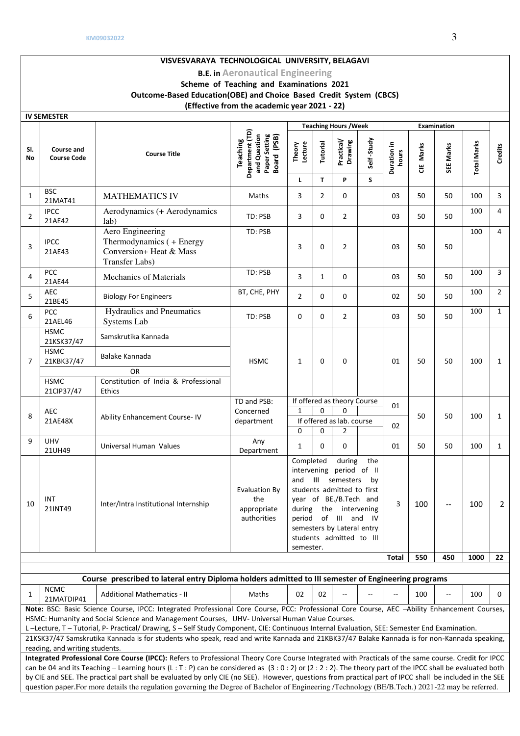KM09032022

**VISVESVARAYA TECHNOLOGICAL UNIVERSITY, BELAGAVI**

**B.E. in Aeronautical Engineering**

**Scheme of Teaching and Examinations 2021**

**Outcome-Based Education(OBE) and Choice Based Credit System (CBCS)**

**(Effective from the academic year 2021 - 22)**

**IV SEMESTER**

| Sl. No | Course and Course Code | | Course Title | Teaching Department (TD) and Question Paper Setting Board (PSB) | Teaching Hours /Week | | | | Examination | | | | Credits |
|---|---|---|---|---|---|---|---|---|---|---|---|---|---|
| | | | | | Theory Lecture | Tutorial | Practical/ Drawing | Self-Study | Duration in hours | CIE Marks | SEE Marks | Total Marks | |
| | | | | | L | T | P | S | | | | | |
| 1 | BSC | 21MAT41 | MATHEMATICS IV | Maths | 3 | 2 | 0 | | 03 | 50 | 50 | 100 | 3 |
| 2 | IPCC | 21AE42 | Aerodynamics (+ Aerodynamics lab) | TD: PSB | 3 | 0 | 2 | | 03 | 50 | 50 | 100 | 4 |
| 3 | IPCC | 21AE43 | Aero Engineering Thermodynamics ( + Energy Conversion+ Heat & Mass Transfer Labs) | TD: PSB | 3 | 0 | 2 | | 03 | 50 | 50 | 100 | 4 |
| 4 | PCC | 21AE44 | Mechanics of Materials | TD: PSB | 3 | 1 | 0 | | 03 | 50 | 50 | 100 | 3 |
| 5 | AEC | 21BE45 | Biology For Engineers | BT, CHE, PHY | 2 | 0 | 0 | | 02 | 50 | 50 | 100 | 2 |
| 6 | PCC | 21AEL46 | Hydraulics and Pneumatics Systems Lab | TD: PSB | 0 | 0 | 2 | | 03 | 50 | 50 | 100 | 1 |
| 7 | HSMC | 21KSK37/47 | Samskrutika Kannada | HSMC | 1 | 0 | 0 | | 01 | 50 | 50 | 100 | 1 |
| | HSMC | 21KBK37/47 | Balake Kannada | | | | | | | | | | |
| | | | OR | | | | | | | | | | |
| | HSMC | 21CIP37/47 | Constitution of India & Professional Ethics | | | | | | | | | | |
| 8 | AEC | 21AE48X | Ability Enhancement Course- IV | TD and PSB: Concerned department | If offered as theory Course: 1 | 0 | 0 | | 01 | 50 | 50 | 100 | 1 |
| | | | | | If offered as lab. course: 0 | 0 | 2 | | 02 | | | | |
| 9 | UHV | 21UH49 | Universal Human Values | Any Department | 1 | 0 | 0 | | 01 | 50 | 50 | 100 | 1 |
| 10 | INT | 21INT49 | Inter/Intra Institutional Internship | Evaluation By the appropriate authorities | Completed during the intervening period of II and III semesters by students admitted to first year of BE./B.Tech and during the intervening period of III and IV semesters by Lateral entry students admitted to III semester. | | | | 3 | 100 | -- | 100 | 2 |
| | | | | | | | | | **Total** | **550** | **450** | **1000** | **22** |

**Course prescribed to lateral entry Diploma holders admitted to III semester of Engineering programs**

| Sl. No | Course and Course Code | | Course Title | TD/PSB | L | T | P | S | Duration in hours | CIE Marks | SEE Marks | Total Marks | Credits |
|---|---|---|---|---|---|---|---|---|---|---|---|---|---|
| 1 | NCMC | 21MATDIP41 | Additional Mathematics - II | Maths | 02 | 02 | -- | -- | -- | 100 | -- | 100 | 0 |

**Note:** BSC: Basic Science Course, IPCC: Integrated Professional Core Course, PCC: Professional Core Course, AEC –Ability Enhancement Courses, HSMC: Humanity and Social Science and Management Courses, UHV- Universal Human Value Courses.

L –Lecture, T – Tutorial, P- Practical/ Drawing, S – Self Study Component, CIE: Continuous Internal Evaluation, SEE: Semester End Examination.

21KSK37/47 Samskrutika Kannada is for students who speak, read and write Kannada and 21KBK37/47 Balake Kannada is for non-Kannada speaking, reading, and writing students.

**Integrated Professional Core Course (IPCC):** Refers to Professional Theory Core Course Integrated with Practicals of the same course. Credit for IPCC can be 04 and its Teaching – Learning hours (L : T : P) can be considered as (3 : 0 : 2) or (2 : 2 : 2). The theory part of the IPCC shall be evaluated both by CIE and SEE. The practical part shall be evaluated by only CIE (no SEE). However, questions from practical part of IPCC shall be included in the SEE question paper.For more details the regulation governing the Degree of Bachelor of Engineering /Technology (BE/B.Tech.) 2021-22 may be referred.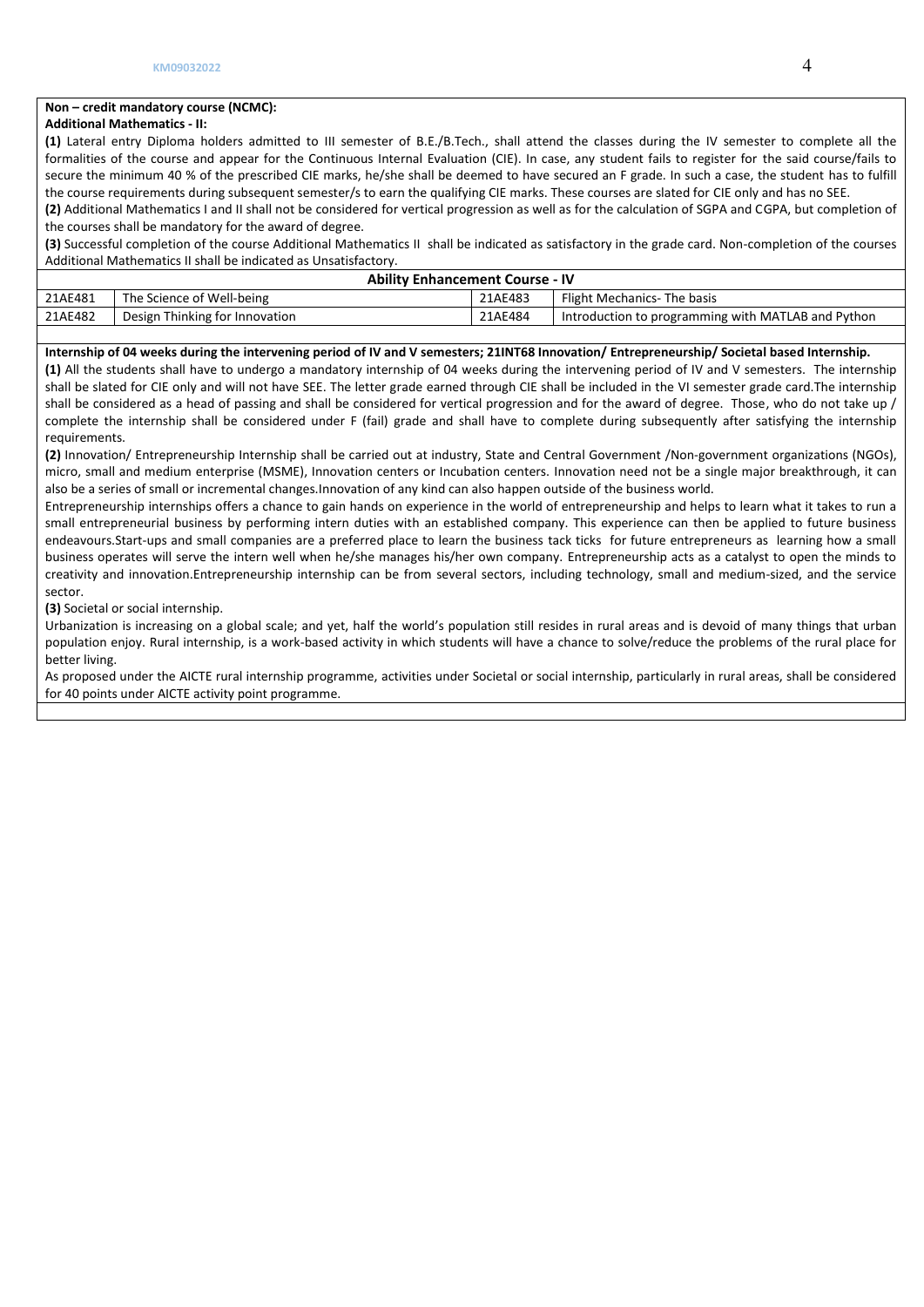**Non – credit mandatory course (NCMC):**

**Additional Mathematics - II:**

**(1)** Lateral entry Diploma holders admitted to III semester of B.E./B.Tech., shall attend the classes during the IV semester to complete all the formalities of the course and appear for the Continuous Internal Evaluation (CIE). In case, any student fails to register for the said course/fails to secure the minimum 40 % of the prescribed CIE marks, he/she shall be deemed to have secured an F grade. In such a case, the student has to fulfill the course requirements during subsequent semester/s to earn the qualifying CIE marks. These courses are slated for CIE only and has no SEE.

**(2)** Additional Mathematics I and II shall not be considered for vertical progression as well as for the calculation of SGPA and CGPA, but completion of the courses shall be mandatory for the award of degree.

**(3)** Successful completion of the course Additional Mathematics II shall be indicated as satisfactory in the grade card. Non-completion of the courses Additional Mathematics II shall be indicated as Unsatisfactory.

| **Ability Enhancement Course - IV** | | | |
|---|---|---|---|
| 21AE481 | The Science of Well-being | 21AE483 | Flight Mechanics- The basis |
| 21AE482 | Design Thinking for Innovation | 21AE484 | Introduction to programming with MATLAB and Python |

**Internship of 04 weeks during the intervening period of IV and V semesters; 21INT68 Innovation/ Entrepreneurship/ Societal based Internship.**

**(1)** All the students shall have to undergo a mandatory internship of 04 weeks during the intervening period of IV and V semesters. The internship shall be slated for CIE only and will not have SEE. The letter grade earned through CIE shall be included in the VI semester grade card.The internship shall be considered as a head of passing and shall be considered for vertical progression and for the award of degree. Those, who do not take up / complete the internship shall be considered under F (fail) grade and shall have to complete during subsequently after satisfying the internship requirements.

**(2)** Innovation/ Entrepreneurship Internship shall be carried out at industry, State and Central Government /Non-government organizations (NGOs), micro, small and medium enterprise (MSME), Innovation centers or Incubation centers. Innovation need not be a single major breakthrough, it can also be a series of small or incremental changes.Innovation of any kind can also happen outside of the business world.

Entrepreneurship internships offers a chance to gain hands on experience in the world of entrepreneurship and helps to learn what it takes to run a small entrepreneurial business by performing intern duties with an established company. This experience can then be applied to future business endeavours.Start-ups and small companies are a preferred place to learn the business tack ticks for future entrepreneurs as learning how a small business operates will serve the intern well when he/she manages his/her own company. Entrepreneurship acts as a catalyst to open the minds to creativity and innovation.Entrepreneurship internship can be from several sectors, including technology, small and medium-sized, and the service sector.

**(3)** Societal or social internship.

Urbanization is increasing on a global scale; and yet, half the world's population still resides in rural areas and is devoid of many things that urban population enjoy. Rural internship, is a work-based activity in which students will have a chance to solve/reduce the problems of the rural place for better living.

As proposed under the AICTE rural internship programme, activities under Societal or social internship, particularly in rural areas, shall be considered for 40 points under AICTE activity point programme.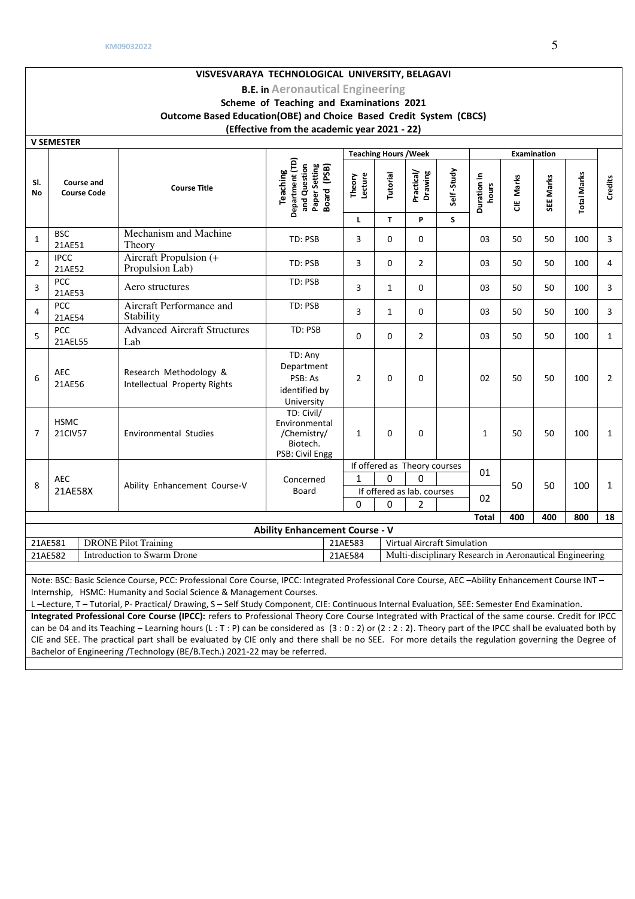**VISVESVARAYA TECHNOLOGICAL UNIVERSITY, BELAGAVI**

**B.E. in Aeronautical Engineering**

**Scheme of Teaching and Examinations 2021**

**Outcome Based Education(OBE) and Choice Based Credit System (CBCS)**

**(Effective from the academic year 2021 - 22)**

**V SEMESTER**

| Sl. No | Course and Course Code | | Course Title | Teaching Department (TD) and Question Paper Setting Board (PSB) | Teaching Hours /Week | | | | Examination | | | | Credits |
|---|---|---|---|---|---|---|---|---|---|---|---|---|---|
| | | | | | Theory Lecture | Tutorial | Practical/ Drawing | Self-Study | Duration in hours | CIE Marks | SEE Marks | Total Marks | |
| | | | | | L | T | P | S | | | | | |
| 1 | BSC | 21AE51 | Mechanism and Machine Theory | TD: PSB | 3 | 0 | 0 | | 03 | 50 | 50 | 100 | 3 |
| 2 | IPCC | 21AE52 | Aircraft Propulsion (+ Propulsion Lab) | TD: PSB | 3 | 0 | 2 | | 03 | 50 | 50 | 100 | 4 |
| 3 | PCC | 21AE53 | Aero structures | TD: PSB | 3 | 1 | 0 | | 03 | 50 | 50 | 100 | 3 |
| 4 | PCC | 21AE54 | Aircraft Performance and Stability | TD: PSB | 3 | 1 | 0 | | 03 | 50 | 50 | 100 | 3 |
| 5 | PCC | 21AEL55 | Advanced Aircraft Structures Lab | TD: PSB | 0 | 0 | 2 | | 03 | 50 | 50 | 100 | 1 |
| 6 | AEC | 21AE56 | Research Methodology & Intellectual Property Rights | TD: Any Department PSB: As identified by University | 2 | 0 | 0 | | 02 | 50 | 50 | 100 | 2 |
| 7 | HSMC | 21CIV57 | Environmental Studies | TD: Civil/ Environmental /Chemistry/ Biotech. PSB: Civil Engg | 1 | 0 | 0 | | 1 | 50 | 50 | 100 | 1 |
| 8 | AEC | 21AE58X | Ability Enhancement Course-V | Concerned Board | If offered as Theory courses | | | | 01 | 50 | 50 | 100 | 1 |
| | | | | | 1 | 0 | 0 | | | | | | |
| | | | | | If offered as lab. courses | | | | 02 | | | | |
| | | | | | 0 | 0 | 2 | | | | | | |
| | | | | | | | | | **Total** | **400** | **400** | **800** | **18** |

**Ability Enhancement Course - V**

| | | | |
|---|---|---|---|
| 21AE581 | DRONE Pilot Training | 21AE583 | Virtual Aircraft Simulation |
| 21AE582 | Introduction to Swarm Drone | 21AE584 | Multi-disciplinary Research in Aeronautical Engineering |

Note: BSC: Basic Science Course, PCC: Professional Core Course, IPCC: Integrated Professional Core Course, AEC –Ability Enhancement Course INT – Internship, HSMC: Humanity and Social Science & Management Courses.

L –Lecture, T – Tutorial, P- Practical/ Drawing, S – Self Study Component, CIE: Continuous Internal Evaluation, SEE: Semester End Examination.

**Integrated Professional Core Course (IPCC):** refers to Professional Theory Core Course Integrated with Practical of the same course. Credit for IPCC can be 04 and its Teaching – Learning hours (L : T : P) can be considered as (3 : 0 : 2) or (2 : 2 : 2). Theory part of the IPCC shall be evaluated both by CIE and SEE. The practical part shall be evaluated by CIE only and there shall be no SEE. For more details the regulation governing the Degree of Bachelor of Engineering /Technology (BE/B.Tech.) 2021-22 may be referred.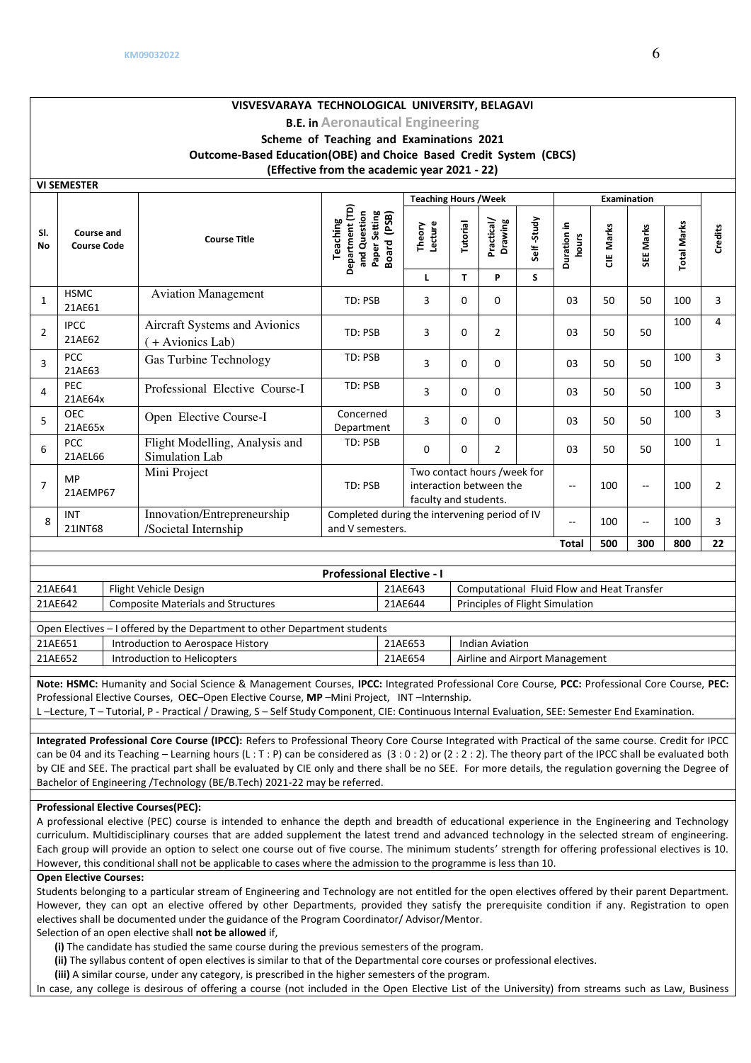# VISVESVARAYA TECHNOLOGICAL UNIVERSITY, BELAGAVI

**B.E. in Aeronautical Engineering**

**Scheme of Teaching and Examinations 2021**

**Outcome-Based Education(OBE) and Choice Based Credit System (CBCS)**

**(Effective from the academic year 2021 - 22)**

**VI SEMESTER**

| Sl. No | Course and Course Code | | Course Title | Teaching Department (TD) and Question Paper Setting Board (PSB) | Teaching Hours /Week | | | | Examination | | | | Credits |
|---|---|---|---|---|---|---|---|---|---|---|---|---|---|
| | | | | | Theory Lecture | Tutorial | Practical/ Drawing | Self-Study | Duration in hours | CIE Marks | SEE Marks | Total Marks | |
| | | | | | L | T | P | S | | | | | |
| 1 | HSMC | 21AE61 | Aviation Management | TD: PSB | 3 | 0 | 0 | | 03 | 50 | 50 | 100 | 3 |
| 2 | IPCC | 21AE62 | Aircraft Systems and Avionics (+ Avionics Lab) | TD: PSB | 3 | 0 | 2 | | 03 | 50 | 50 | 100 | 4 |
| 3 | PCC | 21AE63 | Gas Turbine Technology | TD: PSB | 3 | 0 | 0 | | 03 | 50 | 50 | 100 | 3 |
| 4 | PEC | 21AE64x | Professional Elective Course-I | TD: PSB | 3 | 0 | 0 | | 03 | 50 | 50 | 100 | 3 |
| 5 | OEC | 21AE65x | Open Elective Course-I | Concerned Department | 3 | 0 | 0 | | 03 | 50 | 50 | 100 | 3 |
| 6 | PCC | 21AEL66 | Flight Modelling, Analysis and Simulation Lab | TD: PSB | 0 | 0 | 2 | | 03 | 50 | 50 | 100 | 1 |
| 7 | MP | 21AEMP67 | Mini Project | TD: PSB | Two contact hours /week for interaction between the faculty and students. | | | | -- | 100 | -- | 100 | 2 |
| 8 | INT | 21INT68 | Innovation/Entrepreneurship /Societal Internship | Completed during the intervening period of IV and V semesters. | | | | | -- | 100 | -- | 100 | 3 |
| | | | | | | | | | Total | 500 | 300 | 800 | 22 |

**Professional Elective - I**

| Code | Title | Code | Title |
|---|---|---|---|
| 21AE641 | Flight Vehicle Design | 21AE643 | Computational Fluid Flow and Heat Transfer |
| 21AE642 | Composite Materials and Structures | 21AE644 | Principles of Flight Simulation |

Open Electives – I offered by the Department to other Department students

| Code | Title | Code | Title |
|---|---|---|---|
| 21AE651 | Introduction to Aerospace History | 21AE653 | Indian Aviation |
| 21AE652 | Introduction to Helicopters | 21AE654 | Airline and Airport Management |

**Note: HSMC:** Humanity and Social Science & Management Courses, **IPCC:** Integrated Professional Core Course, **PCC:** Professional Core Course, **PEC:** Professional Elective Courses, O**EC**–Open Elective Course, **MP** –Mini Project, INT –Internship.

L –Lecture, T – Tutorial, P - Practical / Drawing, S – Self Study Component, CIE: Continuous Internal Evaluation, SEE: Semester End Examination.

**Integrated Professional Core Course (IPCC):** Refers to Professional Theory Core Course Integrated with Practical of the same course. Credit for IPCC can be 04 and its Teaching – Learning hours (L : T : P) can be considered as (3 : 0 : 2) or (2 : 2 : 2). The theory part of the IPCC shall be evaluated both by CIE and SEE. The practical part shall be evaluated by CIE only and there shall be no SEE. For more details, the regulation governing the Degree of Bachelor of Engineering /Technology (BE/B.Tech) 2021-22 may be referred.

**Professional Elective Courses(PEC):**

A professional elective (PEC) course is intended to enhance the depth and breadth of educational experience in the Engineering and Technology curriculum. Multidisciplinary courses that are added supplement the latest trend and advanced technology in the selected stream of engineering. Each group will provide an option to select one course out of five course. The minimum students' strength for offering professional electives is 10. However, this conditional shall not be applicable to cases where the admission to the programme is less than 10.

**Open Elective Courses:**

Students belonging to a particular stream of Engineering and Technology are not entitled for the open electives offered by their parent Department. However, they can opt an elective offered by other Departments, provided they satisfy the prerequisite condition if any. Registration to open electives shall be documented under the guidance of the Program Coordinator/ Advisor/Mentor.

Selection of an open elective shall **not be allowed** if,

**(i)** The candidate has studied the same course during the previous semesters of the program.

**(ii)** The syllabus content of open electives is similar to that of the Departmental core courses or professional electives.

**(iii)** A similar course, under any category, is prescribed in the higher semesters of the program.

In case, any college is desirous of offering a course (not included in the Open Elective List of the University) from streams such as Law, Business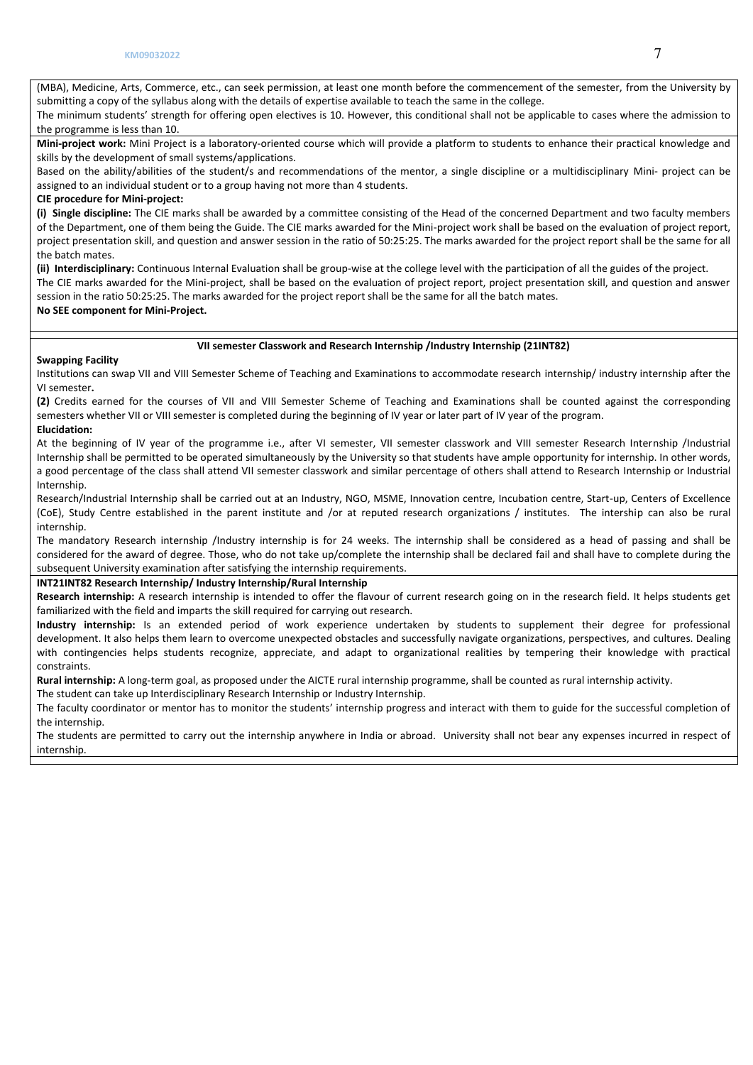(MBA), Medicine, Arts, Commerce, etc., can seek permission, at least one month before the commencement of the semester, from the University by submitting a copy of the syllabus along with the details of expertise available to teach the same in the college.

The minimum students' strength for offering open electives is 10. However, this conditional shall not be applicable to cases where the admission to the programme is less than 10.

**Mini-project work:** Mini Project is a laboratory-oriented course which will provide a platform to students to enhance their practical knowledge and skills by the development of small systems/applications.

Based on the ability/abilities of the student/s and recommendations of the mentor, a single discipline or a multidisciplinary Mini- project can be assigned to an individual student or to a group having not more than 4 students.

**CIE procedure for Mini-project:**

**(i) Single discipline:** The CIE marks shall be awarded by a committee consisting of the Head of the concerned Department and two faculty members of the Department, one of them being the Guide. The CIE marks awarded for the Mini-project work shall be based on the evaluation of project report, project presentation skill, and question and answer session in the ratio of 50:25:25. The marks awarded for the project report shall be the same for all the batch mates.

**(ii) Interdisciplinary:** Continuous Internal Evaluation shall be group-wise at the college level with the participation of all the guides of the project.

The CIE marks awarded for the Mini-project, shall be based on the evaluation of project report, project presentation skill, and question and answer session in the ratio 50:25:25. The marks awarded for the project report shall be the same for all the batch mates.

**No SEE component for Mini-Project.**

**VII semester Classwork and Research Internship /Industry Internship (21INT82)**

**Swapping Facility**

Institutions can swap VII and VIII Semester Scheme of Teaching and Examinations to accommodate research internship/ industry internship after the VI semester**.**

**(2)** Credits earned for the courses of VII and VIII Semester Scheme of Teaching and Examinations shall be counted against the corresponding semesters whether VII or VIII semester is completed during the beginning of IV year or later part of IV year of the program.

**Elucidation:**

At the beginning of IV year of the programme i.e., after VI semester, VII semester classwork and VIII semester Research Internship /Industrial Internship shall be permitted to be operated simultaneously by the University so that students have ample opportunity for internship. In other words, a good percentage of the class shall attend VII semester classwork and similar percentage of others shall attend to Research Internship or Industrial Internship.

Research/Industrial Internship shall be carried out at an Industry, NGO, MSME, Innovation centre, Incubation centre, Start-up, Centers of Excellence (CoE), Study Centre established in the parent institute and /or at reputed research organizations / institutes. The intership can also be rural internship.

The mandatory Research internship /Industry internship is for 24 weeks. The internship shall be considered as a head of passing and shall be considered for the award of degree. Those, who do not take up/complete the internship shall be declared fail and shall have to complete during the subsequent University examination after satisfying the internship requirements.

**INT21INT82 Research Internship/ Industry Internship/Rural Internship**

**Research internship:** A research internship is intended to offer the flavour of current research going on in the research field. It helps students get familiarized with the field and imparts the skill required for carrying out research.

**Industry internship:** Is an extended period of work experience undertaken by students to supplement their degree for professional development. It also helps them learn to overcome unexpected obstacles and successfully navigate organizations, perspectives, and cultures. Dealing with contingencies helps students recognize, appreciate, and adapt to organizational realities by tempering their knowledge with practical constraints.

**Rural internship:** A long-term goal, as proposed under the AICTE rural internship programme, shall be counted as rural internship activity.

The student can take up Interdisciplinary Research Internship or Industry Internship.

The faculty coordinator or mentor has to monitor the students' internship progress and interact with them to guide for the successful completion of the internship.

The students are permitted to carry out the internship anywhere in India or abroad. University shall not bear any expenses incurred in respect of internship.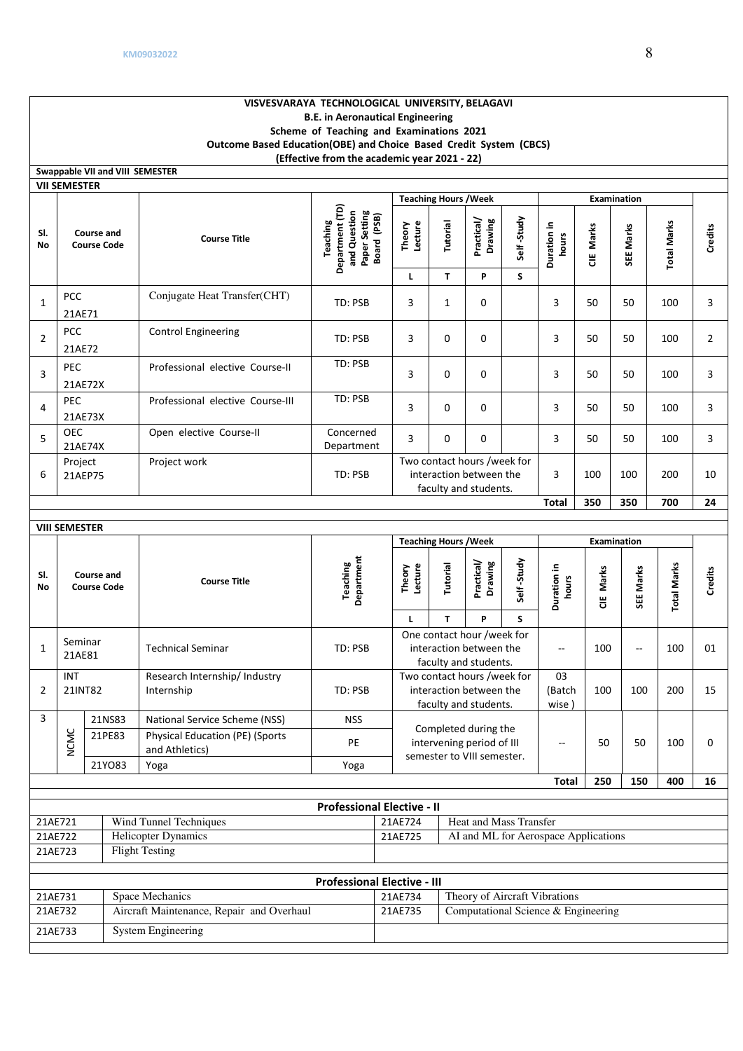**VISVESVARAYA TECHNOLOGICAL UNIVERSITY, BELAGAVI**

**B.E. in Aeronautical Engineering**

**Scheme of Teaching and Examinations 2021**

**Outcome Based Education(OBE) and Choice Based Credit System (CBCS)**

**(Effective from the academic year 2021 - 22)**

**Swappable VII and VIII SEMESTER**

**VII SEMESTER**

| Sl. No | Course and Course Code | | Course Title | Teaching Department (TD) and Question Paper Setting Board (PSB) | Teaching Hours /Week | | | | Examination | | | | Credits |
|---|---|---|---|---|---|---|---|---|---|---|---|---|---|
| | | | | | Theory Lecture | Tutorial | Practical/ Drawing | Self -Study | Duration in hours | CIE Marks | SEE Marks | Total Marks | |
| | | | | | L | T | P | S | | | | | |
| 1 | PCC | 21AE71 | Conjugate Heat Transfer(CHT) | TD: PSB | 3 | 1 | 0 | | 3 | 50 | 50 | 100 | 3 |
| 2 | PCC | 21AE72 | Control Engineering | TD: PSB | 3 | 0 | 0 | | 3 | 50 | 50 | 100 | 2 |
| 3 | PEC | 21AE72X | Professional elective Course-II | TD: PSB | 3 | 0 | 0 | | 3 | 50 | 50 | 100 | 3 |
| 4 | PEC | 21AE73X | Professional elective Course-III | TD: PSB | 3 | 0 | 0 | | 3 | 50 | 50 | 100 | 3 |
| 5 | OEC | 21AE74X | Open elective Course-II | Concerned Department | 3 | 0 | 0 | | 3 | 50 | 50 | 100 | 3 |
| 6 | Project | 21AEP75 | Project work | TD: PSB | Two contact hours /week for interaction between the faculty and students. | | | | 3 | 100 | 100 | 200 | 10 |
| | | | | | | | | | **Total** | **350** | **350** | **700** | **24** |

**VIII SEMESTER**

| Sl. No | Course and Course Code | | Course Title | Teaching Department | Teaching Hours /Week | | | | Examination | | | | Credits |
|---|---|---|---|---|---|---|---|---|---|---|---|---|---|
| | | | | | Theory Lecture | Tutorial | Practical/ Drawing | Self -Study | Duration in hours | CIE Marks | SEE Marks | Total Marks | |
| | | | | | L | T | P | S | | | | | |
| 1 | Seminar | 21AE81 | Technical Seminar | TD: PSB | One contact hour /week for interaction between the faculty and students. | | | | -- | 100 | -- | 100 | 01 |
| 2 | INT | 21INT82 | Research Internship/ Industry Internship | TD: PSB | Two contact hours /week for interaction between the faculty and students. | | | | 03 (Batch wise ) | 100 | 100 | 200 | 15 |
| 3 | NCMC | 21NS83 | National Service Scheme (NSS) | NSS | Completed during the intervening period of III semester to VIII semester. | | | | -- | 50 | 50 | 100 | 0 |
| | NCMC | 21PE83 | Physical Education (PE) (Sports and Athletics) | PE | | | | | | | | | |
| | NCMC | 21YO83 | Yoga | Yoga | | | | | | | | | |
| | | | | | | | | | **Total** | **250** | **150** | **400** | **16** |

**Professional Elective - II**

| Code | Course | Code | Course |
|---|---|---|---|
| 21AE721 | Wind Tunnel Techniques | 21AE724 | Heat and Mass Transfer |
| 21AE722 | Helicopter Dynamics | 21AE725 | AI and ML for Aerospace Applications |
| 21AE723 | Flight Testing | | |

**Professional Elective - III**

| Code | Course | Code | Course |
|---|---|---|---|
| 21AE731 | Space Mechanics | 21AE734 | Theory of Aircraft Vibrations |
| 21AE732 | Aircraft Maintenance, Repair and Overhaul | 21AE735 | Computational Science & Engineering |
| 21AE733 | System Engineering | | |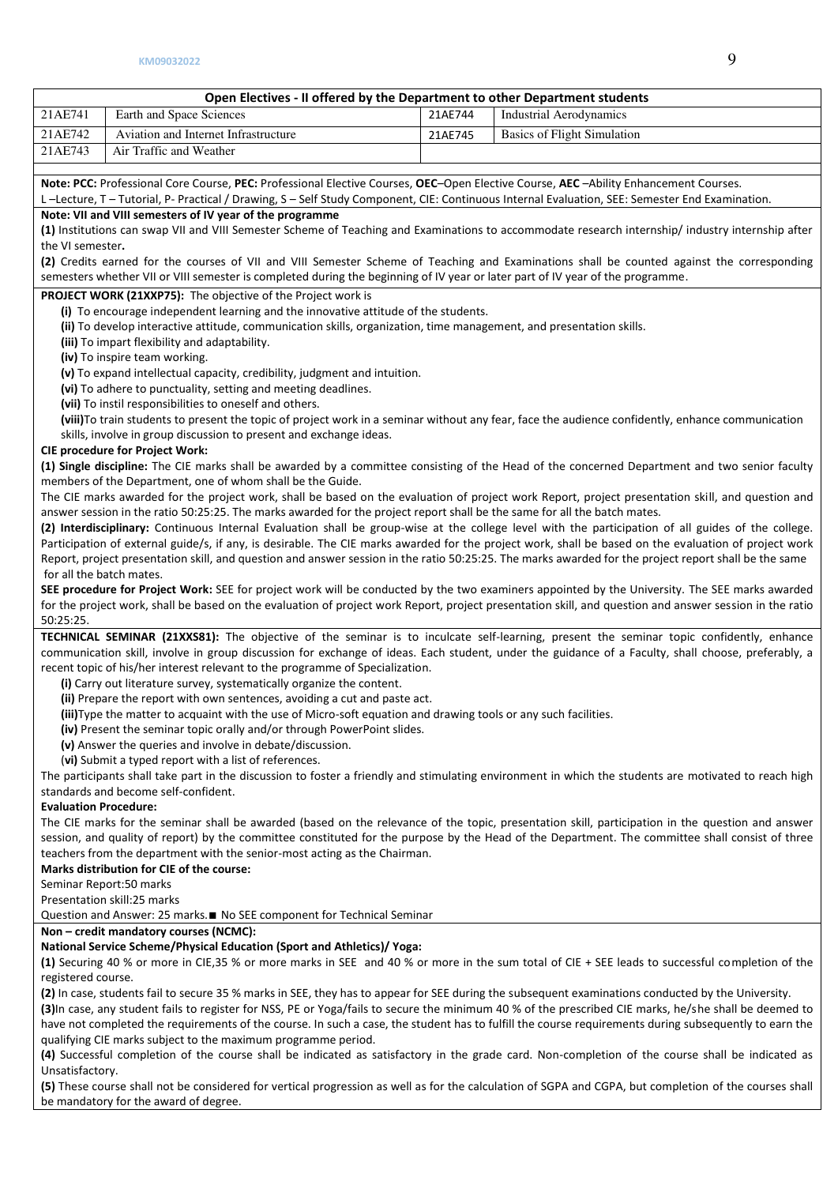| Open Electives - II offered by the Department to other Department students | | | |
|---|---|---|---|
| 21AE741 | Earth and Space Sciences | 21AE744 | Industrial Aerodynamics |
| 21AE742 | Aviation and Internet Infrastructure | 21AE745 | Basics of Flight Simulation |
| 21AE743 | Air Traffic and Weather | | |

**Note: PCC:** Professional Core Course, **PEC:** Professional Elective Courses, **OEC**–Open Elective Course, **AEC** –Ability Enhancement Courses.
L –Lecture, T – Tutorial, P- Practical / Drawing, S – Self Study Component, CIE: Continuous Internal Evaluation, SEE: Semester End Examination.

**Note: VII and VIII semesters of IV year of the programme**

**(1)** Institutions can swap VII and VIII Semester Scheme of Teaching and Examinations to accommodate research internship/ industry internship after the VI semester**.**

**(2)** Credits earned for the courses of VII and VIII Semester Scheme of Teaching and Examinations shall be counted against the corresponding semesters whether VII or VIII semester is completed during the beginning of IV year or later part of IV year of the programme.

**PROJECT WORK (21XXP75):** The objective of the Project work is

**(i)** To encourage independent learning and the innovative attitude of the students.
**(ii)** To develop interactive attitude, communication skills, organization, time management, and presentation skills.
**(iii)** To impart flexibility and adaptability.
**(iv)** To inspire team working.
**(v)** To expand intellectual capacity, credibility, judgment and intuition.
**(vi)** To adhere to punctuality, setting and meeting deadlines.
**(vii)** To instil responsibilities to oneself and others.
**(viii)**To train students to present the topic of project work in a seminar without any fear, face the audience confidently, enhance communication skills, involve in group discussion to present and exchange ideas.

**CIE procedure for Project Work:**

**(1) Single discipline:** The CIE marks shall be awarded by a committee consisting of the Head of the concerned Department and two senior faculty members of the Department, one of whom shall be the Guide.
The CIE marks awarded for the project work, shall be based on the evaluation of project work Report, project presentation skill, and question and answer session in the ratio 50:25:25. The marks awarded for the project report shall be the same for all the batch mates.

**(2) Interdisciplinary:** Continuous Internal Evaluation shall be group-wise at the college level with the participation of all guides of the college. Participation of external guide/s, if any, is desirable. The CIE marks awarded for the project work, shall be based on the evaluation of project work Report, project presentation skill, and question and answer session in the ratio 50:25:25. The marks awarded for the project report shall be the same for all the batch mates.

**SEE procedure for Project Work:** SEE for project work will be conducted by the two examiners appointed by the University. The SEE marks awarded for the project work, shall be based on the evaluation of project work Report, project presentation skill, and question and answer session in the ratio 50:25:25.

**TECHNICAL SEMINAR (21XXS81):** The objective of the seminar is to inculcate self-learning, present the seminar topic confidently, enhance communication skill, involve in group discussion for exchange of ideas. Each student, under the guidance of a Faculty, shall choose, preferably, a recent topic of his/her interest relevant to the programme of Specialization.

**(i)** Carry out literature survey, systematically organize the content.
**(ii)** Prepare the report with own sentences, avoiding a cut and paste act.
**(iii)**Type the matter to acquaint with the use of Micro-soft equation and drawing tools or any such facilities.
**(iv)** Present the seminar topic orally and/or through PowerPoint slides.
**(v)** Answer the queries and involve in debate/discussion.
(**vi)** Submit a typed report with a list of references.

The participants shall take part in the discussion to foster a friendly and stimulating environment in which the students are motivated to reach high standards and become self-confident.

**Evaluation Procedure:**

The CIE marks for the seminar shall be awarded (based on the relevance of the topic, presentation skill, participation in the question and answer session, and quality of report) by the committee constituted for the purpose by the Head of the Department. The committee shall consist of three teachers from the department with the senior-most acting as the Chairman.

**Marks distribution for CIE of the course:**

Seminar Report:50 marks
Presentation skill:25 marks
Question and Answer: 25 marks.■ No SEE component for Technical Seminar

**Non – credit mandatory courses (NCMC):**

**National Service Scheme/Physical Education (Sport and Athletics)/ Yoga:**

**(1)** Securing 40 % or more in CIE,35 % or more marks in SEE and 40 % or more in the sum total of CIE + SEE leads to successful completion of the registered course.

**(2)** In case, students fail to secure 35 % marks in SEE, they has to appear for SEE during the subsequent examinations conducted by the University.

**(3)**In case, any student fails to register for NSS, PE or Yoga/fails to secure the minimum 40 % of the prescribed CIE marks, he/she shall be deemed to have not completed the requirements of the course. In such a case, the student has to fulfill the course requirements during subsequently to earn the qualifying CIE marks subject to the maximum programme period.

**(4)** Successful completion of the course shall be indicated as satisfactory in the grade card. Non-completion of the course shall be indicated as Unsatisfactory.

**(5)** These course shall not be considered for vertical progression as well as for the calculation of SGPA and CGPA, but completion of the courses shall be mandatory for the award of degree.